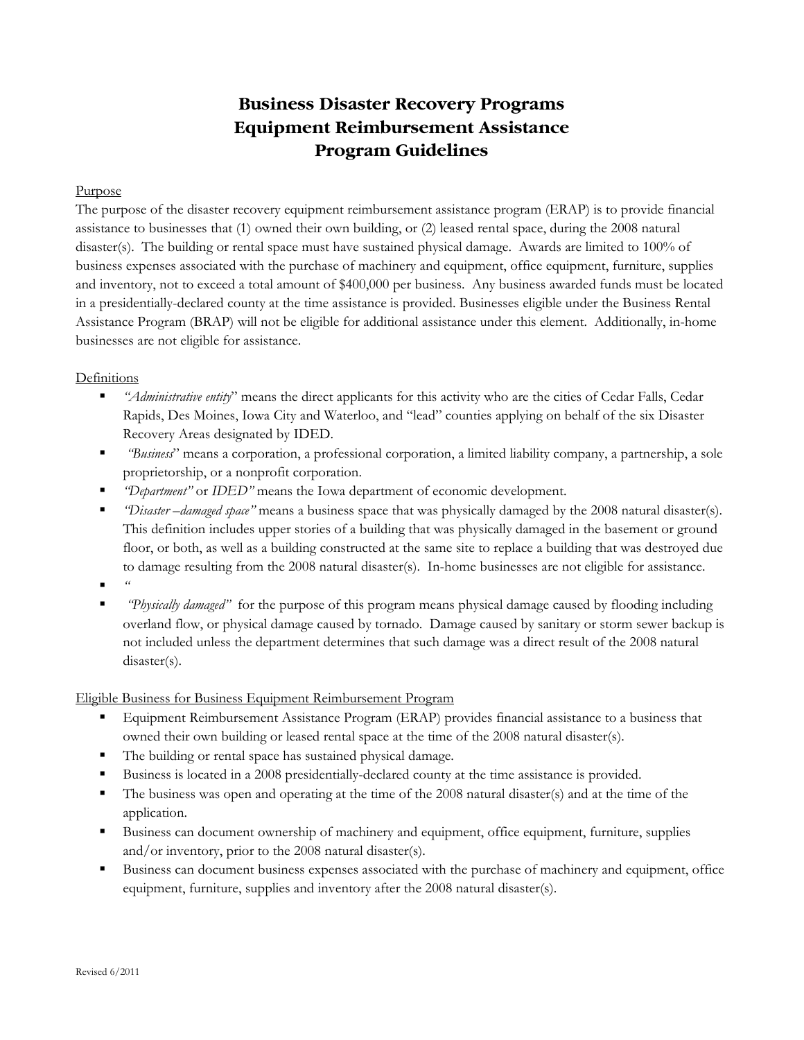# Business Disaster Recovery Programs
# Equipment Reimbursement Assistance
# Program Guidelines

Purpose

The purpose of the disaster recovery equipment reimbursement assistance program (ERAP) is to provide financial assistance to businesses that (1) owned their own building, or (2) leased rental space, during the 2008 natural disaster(s). The building or rental space must have sustained physical damage. Awards are limited to 100% of business expenses associated with the purchase of machinery and equipment, office equipment, furniture, supplies and inventory, not to exceed a total amount of $400,000 per business. Any business awarded funds must be located in a presidentially-declared county at the time assistance is provided. Businesses eligible under the Business Rental Assistance Program (BRAP) will not be eligible for additional assistance under this element. Additionally, in-home businesses are not eligible for assistance.

Definitions

- *"Administrative entity*" means the direct applicants for this activity who are the cities of Cedar Falls, Cedar Rapids, Des Moines, Iowa City and Waterloo, and "lead" counties applying on behalf of the six Disaster Recovery Areas designated by IDED.
- *"Business*" means a corporation, a professional corporation, a limited liability company, a partnership, a sole proprietorship, or a nonprofit corporation.
- *"Department"* or *IDED"* means the Iowa department of economic development.
- *"Disaster –damaged space"* means a business space that was physically damaged by the 2008 natural disaster(s). This definition includes upper stories of a building that was physically damaged in the basement or ground floor, or both, as well as a building constructed at the same site to replace a building that was destroyed due to damage resulting from the 2008 natural disaster(s). In-home businesses are not eligible for assistance.
- *"*
- *"Physically damaged"* for the purpose of this program means physical damage caused by flooding including overland flow, or physical damage caused by tornado. Damage caused by sanitary or storm sewer backup is not included unless the department determines that such damage was a direct result of the 2008 natural disaster(s).

Eligible Business for Business Equipment Reimbursement Program

- Equipment Reimbursement Assistance Program (ERAP) provides financial assistance to a business that owned their own building or leased rental space at the time of the 2008 natural disaster(s).
- The building or rental space has sustained physical damage.
- Business is located in a 2008 presidentially-declared county at the time assistance is provided.
- The business was open and operating at the time of the 2008 natural disaster(s) and at the time of the application.
- Business can document ownership of machinery and equipment, office equipment, furniture, supplies and/or inventory, prior to the 2008 natural disaster(s).
- Business can document business expenses associated with the purchase of machinery and equipment, office equipment, furniture, supplies and inventory after the 2008 natural disaster(s).

Revised 6/2011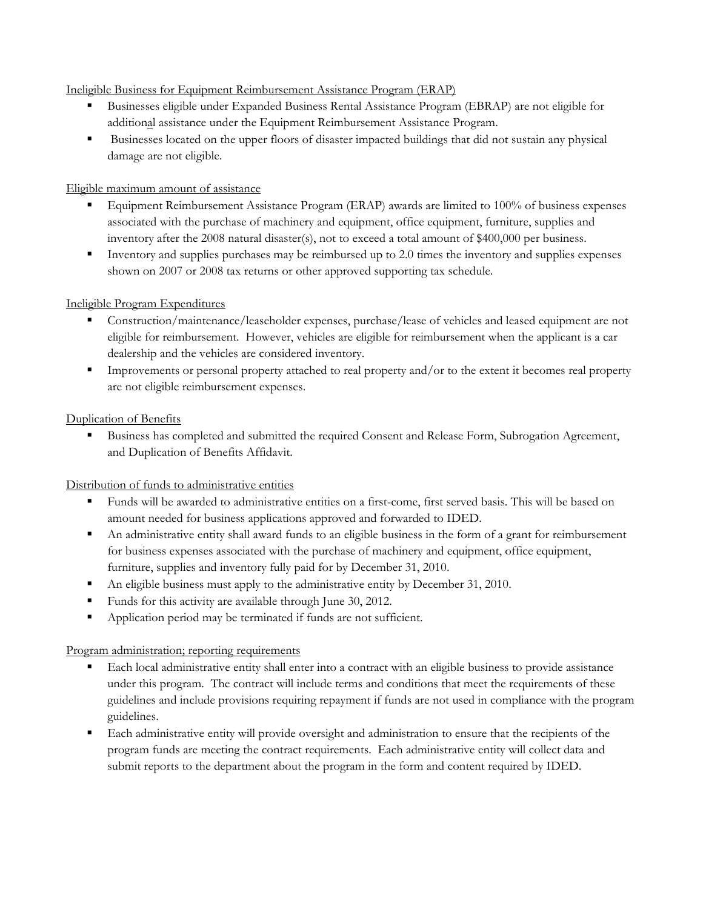Ineligible Business for Equipment Reimbursement Assistance Program (ERAP)

- Businesses eligible under Expanded Business Rental Assistance Program (EBRAP) are not eligible for additional assistance under the Equipment Reimbursement Assistance Program.
- Businesses located on the upper floors of disaster impacted buildings that did not sustain any physical damage are not eligible.

Eligible maximum amount of assistance

- Equipment Reimbursement Assistance Program (ERAP) awards are limited to 100% of business expenses associated with the purchase of machinery and equipment, office equipment, furniture, supplies and inventory after the 2008 natural disaster(s), not to exceed a total amount of $400,000 per business.
- Inventory and supplies purchases may be reimbursed up to 2.0 times the inventory and supplies expenses shown on 2007 or 2008 tax returns or other approved supporting tax schedule.

Ineligible Program Expenditures

- Construction/maintenance/leaseholder expenses, purchase/lease of vehicles and leased equipment are not eligible for reimbursement. However, vehicles are eligible for reimbursement when the applicant is a car dealership and the vehicles are considered inventory.
- Improvements or personal property attached to real property and/or to the extent it becomes real property are not eligible reimbursement expenses.

Duplication of Benefits

- Business has completed and submitted the required Consent and Release Form, Subrogation Agreement, and Duplication of Benefits Affidavit.

Distribution of funds to administrative entities

- Funds will be awarded to administrative entities on a first-come, first served basis. This will be based on amount needed for business applications approved and forwarded to IDED.
- An administrative entity shall award funds to an eligible business in the form of a grant for reimbursement for business expenses associated with the purchase of machinery and equipment, office equipment, furniture, supplies and inventory fully paid for by December 31, 2010.
- An eligible business must apply to the administrative entity by December 31, 2010.
- Funds for this activity are available through June 30, 2012.
- Application period may be terminated if funds are not sufficient.

Program administration; reporting requirements

- Each local administrative entity shall enter into a contract with an eligible business to provide assistance under this program. The contract will include terms and conditions that meet the requirements of these guidelines and include provisions requiring repayment if funds are not used in compliance with the program guidelines.
- Each administrative entity will provide oversight and administration to ensure that the recipients of the program funds are meeting the contract requirements. Each administrative entity will collect data and submit reports to the department about the program in the form and content required by IDED.